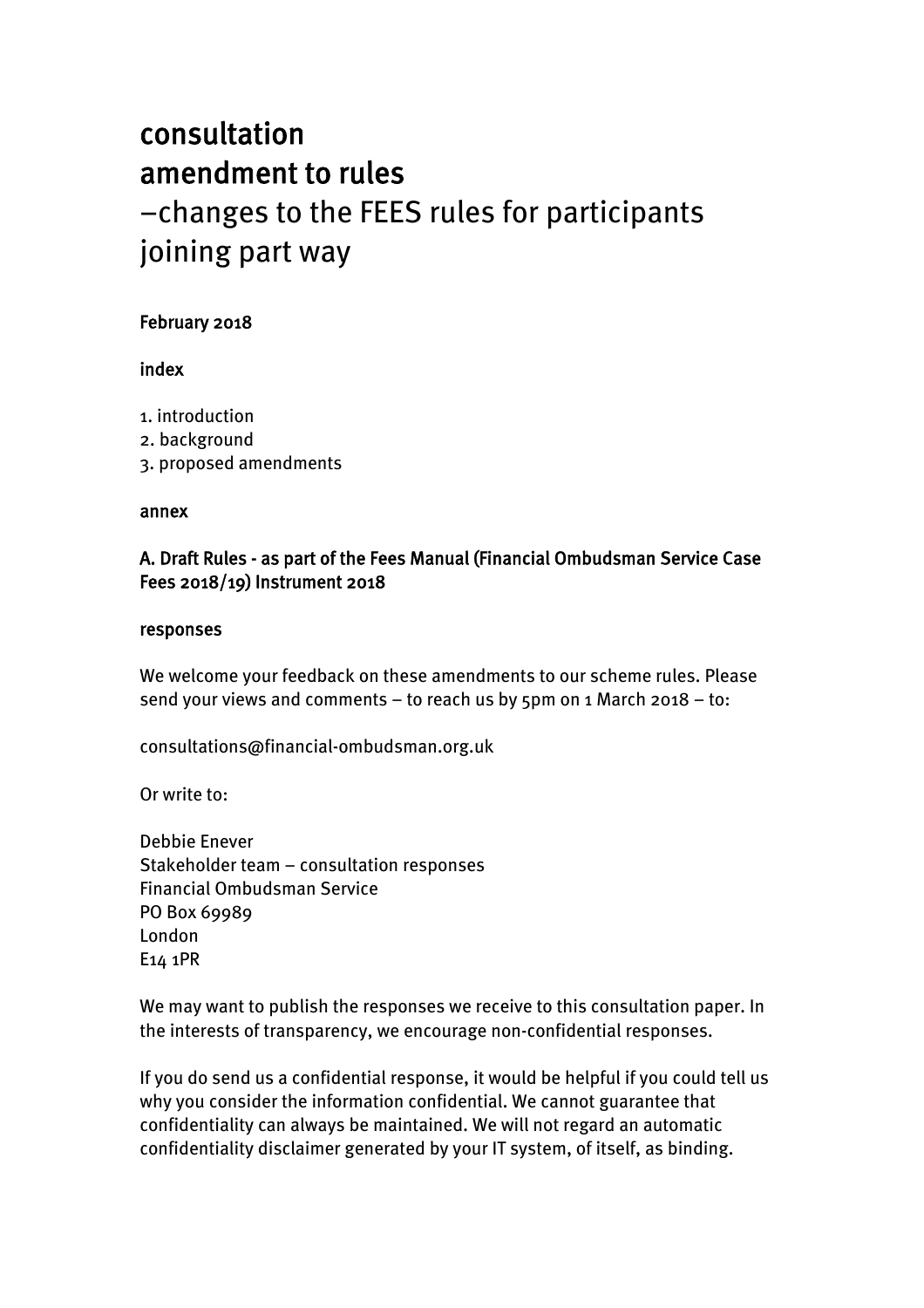# consultation
# amendment to rules
## –changes to the FEES rules for participants joining part way

**February 2018**

**index**

1. introduction
2. background
3. proposed amendments

**annex**

**A. Draft Rules - as part of the Fees Manual (Financial Ombudsman Service Case Fees 2018/19) Instrument 2018**

**responses**

We welcome your feedback on these amendments to our scheme rules. Please send your views and comments – to reach us by 5pm on 1 March 2018 – to:

consultations@financial-ombudsman.org.uk

Or write to:

Debbie Enever
Stakeholder team – consultation responses
Financial Ombudsman Service
PO Box 69989
London
E14 1PR

We may want to publish the responses we receive to this consultation paper. In the interests of transparency, we encourage non-confidential responses.

If you do send us a confidential response, it would be helpful if you could tell us why you consider the information confidential. We cannot guarantee that confidentiality can always be maintained. We will not regard an automatic confidentiality disclaimer generated by your IT system, of itself, as binding.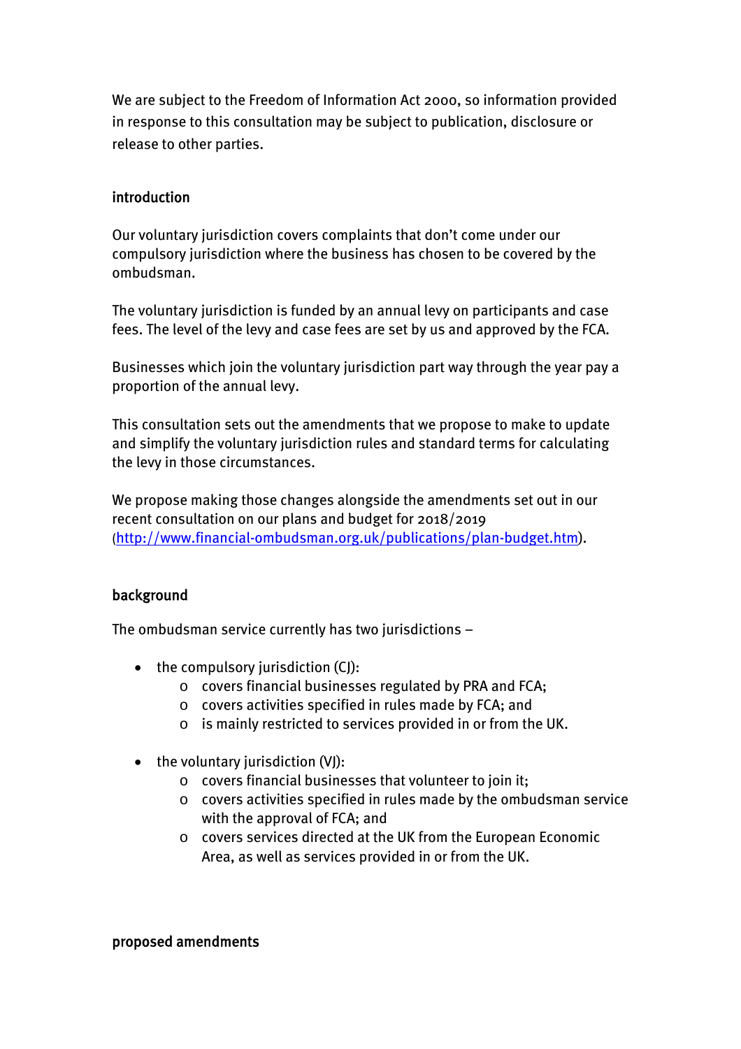We are subject to the Freedom of Information Act 2000, so information provided in response to this consultation may be subject to publication, disclosure or release to other parties.

## introduction

Our voluntary jurisdiction covers complaints that don't come under our compulsory jurisdiction where the business has chosen to be covered by the ombudsman.

The voluntary jurisdiction is funded by an annual levy on participants and case fees. The level of the levy and case fees are set by us and approved by the FCA.

Businesses which join the voluntary jurisdiction part way through the year pay a proportion of the annual levy.

This consultation sets out the amendments that we propose to make to update and simplify the voluntary jurisdiction rules and standard terms for calculating the levy in those circumstances.

We propose making those changes alongside the amendments set out in our recent consultation on our plans and budget for 2018/2019 (http://www.financial-ombudsman.org.uk/publications/plan-budget.htm).

## background

The ombudsman service currently has two jurisdictions –

- the compulsory jurisdiction (CJ):
  - covers financial businesses regulated by PRA and FCA;
  - covers activities specified in rules made by FCA; and
  - is mainly restricted to services provided in or from the UK.
- the voluntary jurisdiction (VJ):
  - covers financial businesses that volunteer to join it;
  - covers activities specified in rules made by the ombudsman service with the approval of FCA; and
  - covers services directed at the UK from the European Economic Area, as well as services provided in or from the UK.

## proposed amendments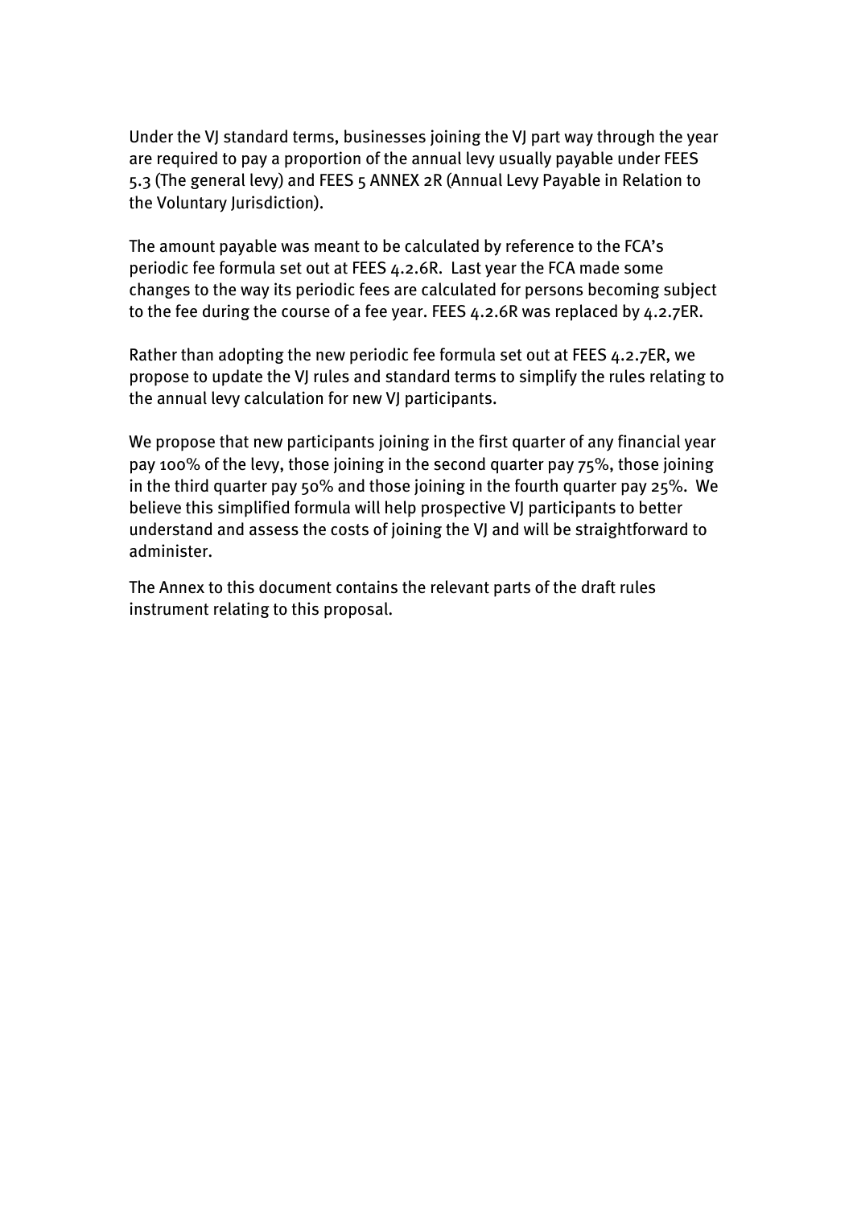Under the VJ standard terms, businesses joining the VJ part way through the year are required to pay a proportion of the annual levy usually payable under FEES 5.3 (The general levy) and FEES 5 ANNEX 2R (Annual Levy Payable in Relation to the Voluntary Jurisdiction).

The amount payable was meant to be calculated by reference to the FCA's periodic fee formula set out at FEES 4.2.6R. Last year the FCA made some changes to the way its periodic fees are calculated for persons becoming subject to the fee during the course of a fee year. FEES 4.2.6R was replaced by 4.2.7ER.

Rather than adopting the new periodic fee formula set out at FEES 4.2.7ER, we propose to update the VJ rules and standard terms to simplify the rules relating to the annual levy calculation for new VJ participants.

We propose that new participants joining in the first quarter of any financial year pay 100% of the levy, those joining in the second quarter pay 75%, those joining in the third quarter pay 50% and those joining in the fourth quarter pay 25%. We believe this simplified formula will help prospective VJ participants to better understand and assess the costs of joining the VJ and will be straightforward to administer.

The Annex to this document contains the relevant parts of the draft rules instrument relating to this proposal.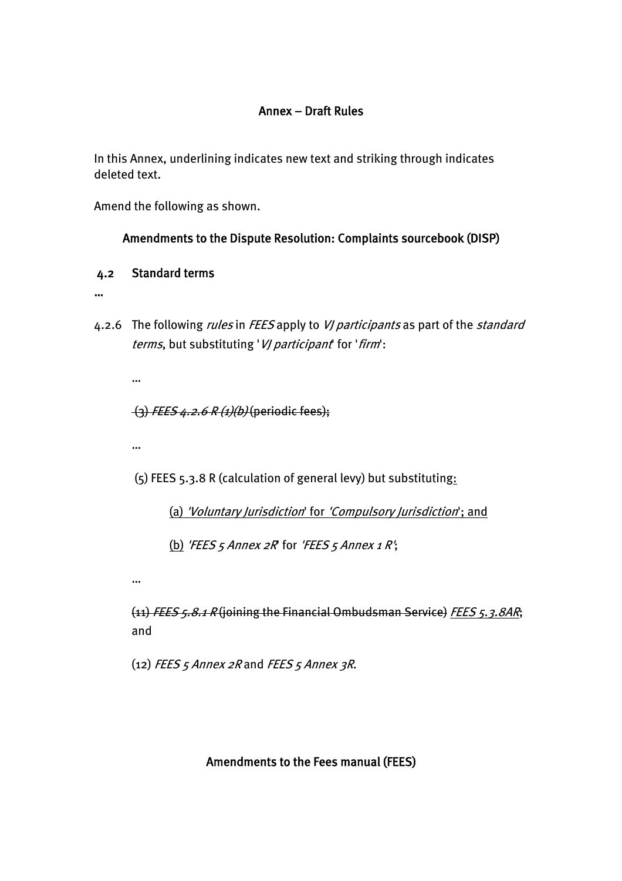## Annex – Draft Rules

In this Annex, underlining indicates new text and striking through indicates deleted text.

Amend the following as shown.

### Amendments to the Dispute Resolution: Complaints sourcebook (DISP)

**4.2 Standard terms**

...

4.2.6 The following *rules* in *FEES* apply to *VJ participants* as part of the *standard terms*, but substituting '*VJ participant*' for '*firm*':

...

~~(3) *FEES 4.2.6 R (1)(b)* (periodic fees);~~

...

(5) FEES 5.3.8 R (calculation of general levy) but substituting<u>:</u>

<u>(a) *'Voluntary Jurisdiction*' for *'Compulsory Jurisdiction*'; and</u>

<u>(b)</u> *'FEES 5 Annex 2R*' for *'FEES 5 Annex 1 R'*;

...

~~(11) *FEES 5.8.1 R* (joining the Financial Ombudsman Service)~~ <u>*FEES 5.3.8AR*</u>; and

(12) *FEES 5 Annex 2R* and *FEES 5 Annex 3R*.

### Amendments to the Fees manual (FEES)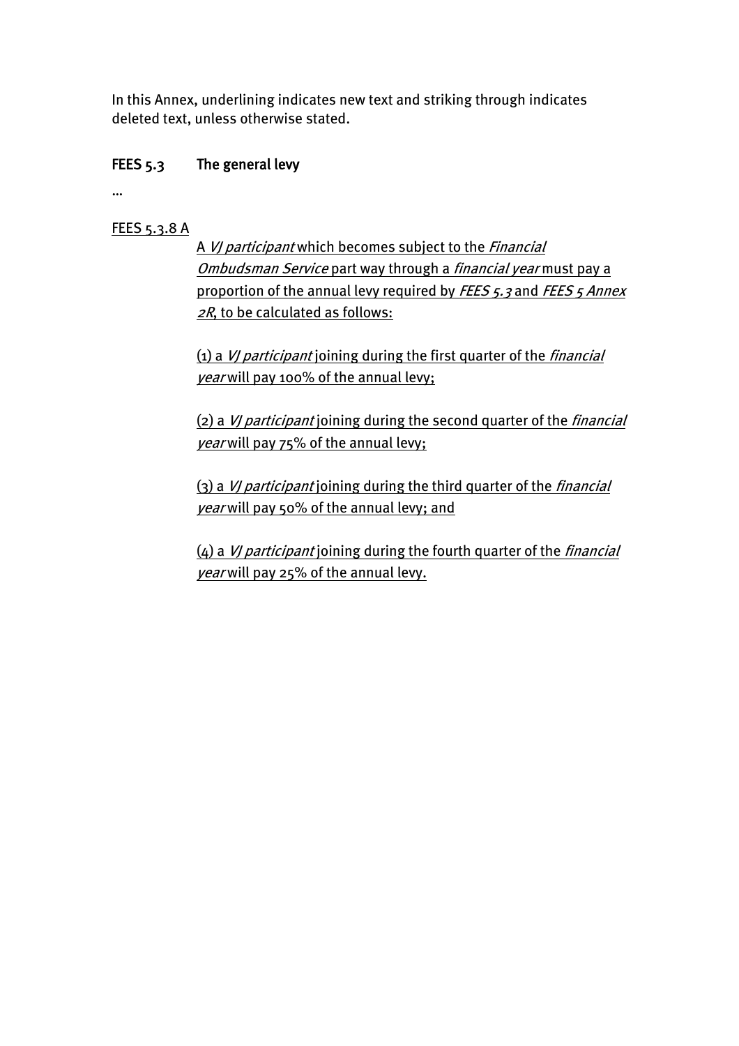In this Annex, underlining indicates new text and striking through indicates deleted text, unless otherwise stated.

**FEES 5.3 The general levy**

…

FEES 5.3.8 A

A *VJ participant* which becomes subject to the *Financial Ombudsman Service* part way through a *financial year* must pay a proportion of the annual levy required by *FEES 5.3* and *FEES 5 Annex 2R*, to be calculated as follows:

(1) a *VJ participant* joining during the first quarter of the *financial year* will pay 100% of the annual levy;

(2) a *VJ participant* joining during the second quarter of the *financial year* will pay 75% of the annual levy;

(3) a *VJ participant* joining during the third quarter of the *financial year* will pay 50% of the annual levy; and

(4) a *VJ participant* joining during the fourth quarter of the *financial year* will pay 25% of the annual levy.